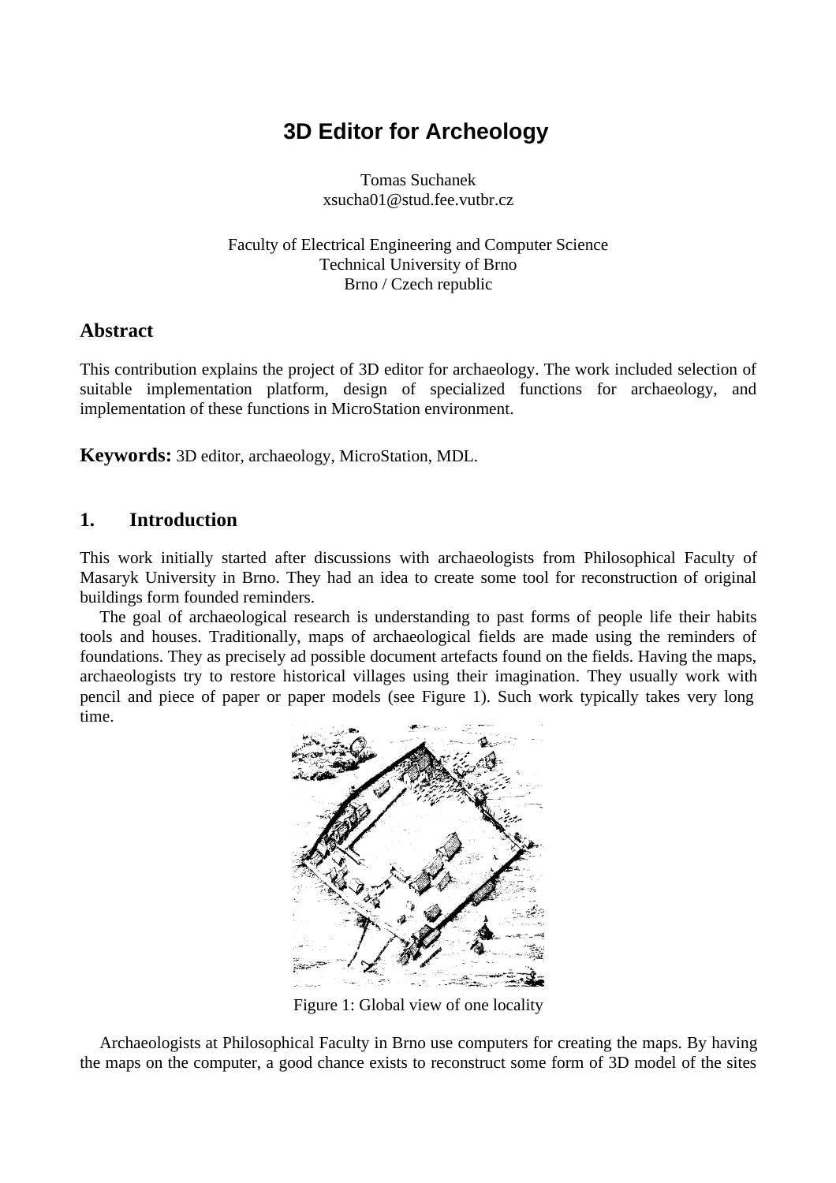# 3D Editor for Archeology

Tomas Suchanek
xsucha01@stud.fee.vutbr.cz

Faculty of Electrical Engineering and Computer Science
Technical University of Brno
Brno / Czech republic

## Abstract

This contribution explains the project of 3D editor for archaeology. The work included selection of suitable implementation platform, design of specialized functions for archaeology, and implementation of these functions in MicroStation environment.

**Keywords:** 3D editor, archaeology, MicroStation, MDL.

## 1. Introduction

This work initially started after discussions with archaeologists from Philosophical Faculty of Masaryk University in Brno. They had an idea to create some tool for reconstruction of original buildings form founded reminders.

The goal of archaeological research is understanding to past forms of people life their habits tools and houses. Traditionally, maps of archaeological fields are made using the reminders of foundations. They as precisely ad possible document artefacts found on the fields. Having the maps, archaeologists try to restore historical villages using their imagination. They usually work with pencil and piece of paper or paper models (see Figure 1). Such work typically takes very long time.

Figure 1: Global view of one locality

Archaeologists at Philosophical Faculty in Brno use computers for creating the maps. By having the maps on the computer, a good chance exists to reconstruct some form of 3D model of the sites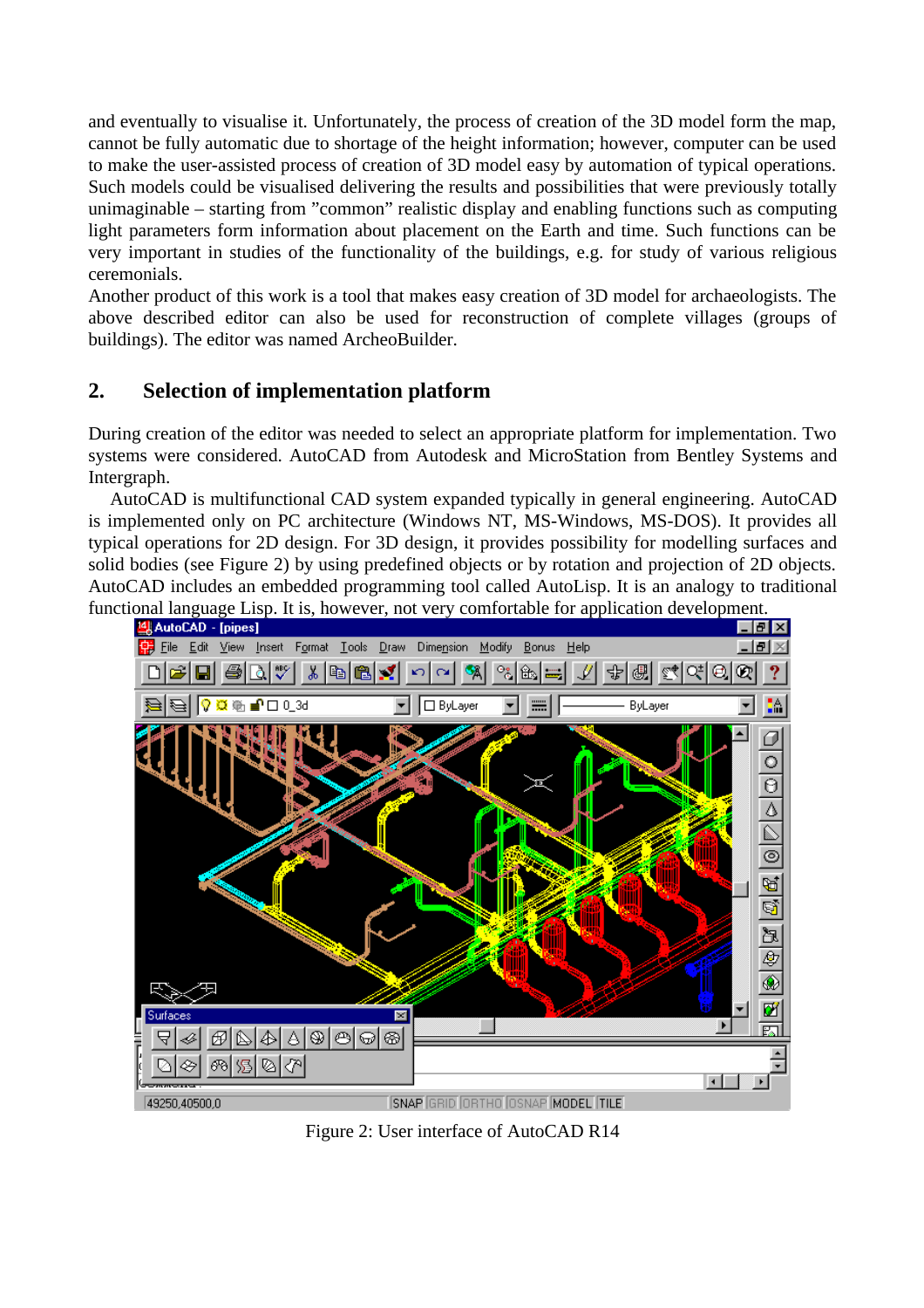and eventually to visualise it. Unfortunately, the process of creation of the 3D model form the map, cannot be fully automatic due to shortage of the height information; however, computer can be used to make the user-assisted process of creation of 3D model easy by automation of typical operations. Such models could be visualised delivering the results and possibilities that were previously totally unimaginable – starting from "common" realistic display and enabling functions such as computing light parameters form information about placement on the Earth and time. Such functions can be very important in studies of the functionality of the buildings, e.g. for study of various religious ceremonials.
Another product of this work is a tool that makes easy creation of 3D model for archaeologists. The above described editor can also be used for reconstruction of complete villages (groups of buildings). The editor was named ArcheoBuilder.

## 2. Selection of implementation platform

During creation of the editor was needed to select an appropriate platform for implementation. Two systems were considered. AutoCAD from Autodesk and MicroStation from Bentley Systems and Intergraph.

AutoCAD is multifunctional CAD system expanded typically in general engineering. AutoCAD is implemented only on PC architecture (Windows NT, MS-Windows, MS-DOS). It provides all typical operations for 2D design. For 3D design, it provides possibility for modelling surfaces and solid bodies (see Figure 2) by using predefined objects or by rotation and projection of 2D objects. AutoCAD includes an embedded programming tool called AutoLisp. It is an analogy to traditional functional language Lisp. It is, however, not very comfortable for application development.

Figure 2: User interface of AutoCAD R14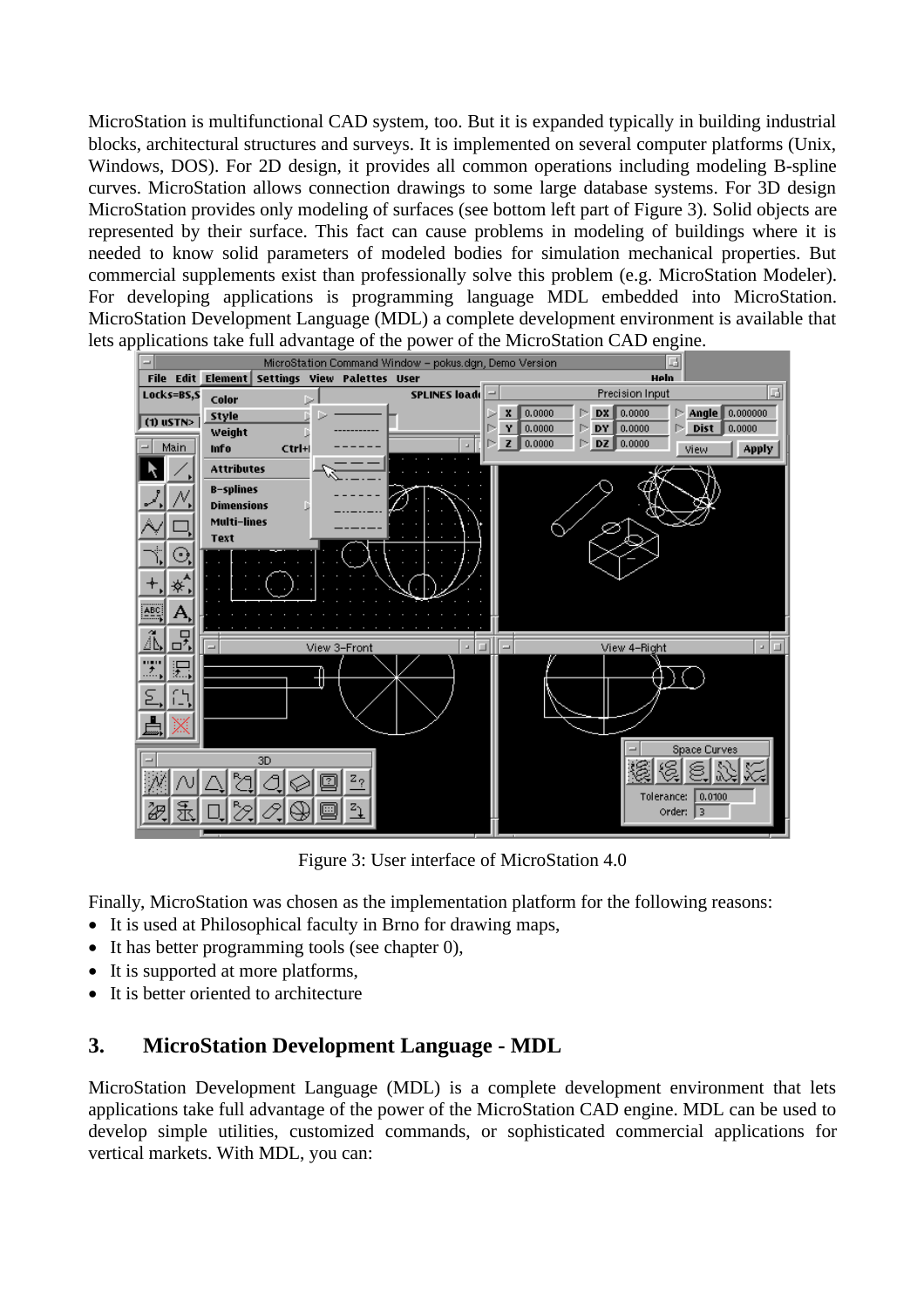MicroStation is multifunctional CAD system, too. But it is expanded typically in building industrial blocks, architectural structures and surveys. It is implemented on several computer platforms (Unix, Windows, DOS). For 2D design, it provides all common operations including modeling B-spline curves. MicroStation allows connection drawings to some large database systems. For 3D design MicroStation provides only modeling of surfaces (see bottom left part of Figure 3). Solid objects are represented by their surface. This fact can cause problems in modeling of buildings where it is needed to know solid parameters of modeled bodies for simulation mechanical properties. But commercial supplements exist than professionally solve this problem (e.g. MicroStation Modeler). For developing applications is programming language MDL embedded into MicroStation. MicroStation Development Language (MDL) a complete development environment is available that lets applications take full advantage of the power of the MicroStation CAD engine.

Figure 3: User interface of MicroStation 4.0

Finally, MicroStation was chosen as the implementation platform for the following reasons:

- It is used at Philosophical faculty in Brno for drawing maps,
- It has better programming tools (see chapter 0),
- It is supported at more platforms,
- It is better oriented to architecture

## 3. MicroStation Development Language - MDL

MicroStation Development Language (MDL) is a complete development environment that lets applications take full advantage of the power of the MicroStation CAD engine. MDL can be used to develop simple utilities, customized commands, or sophisticated commercial applications for vertical markets. With MDL, you can: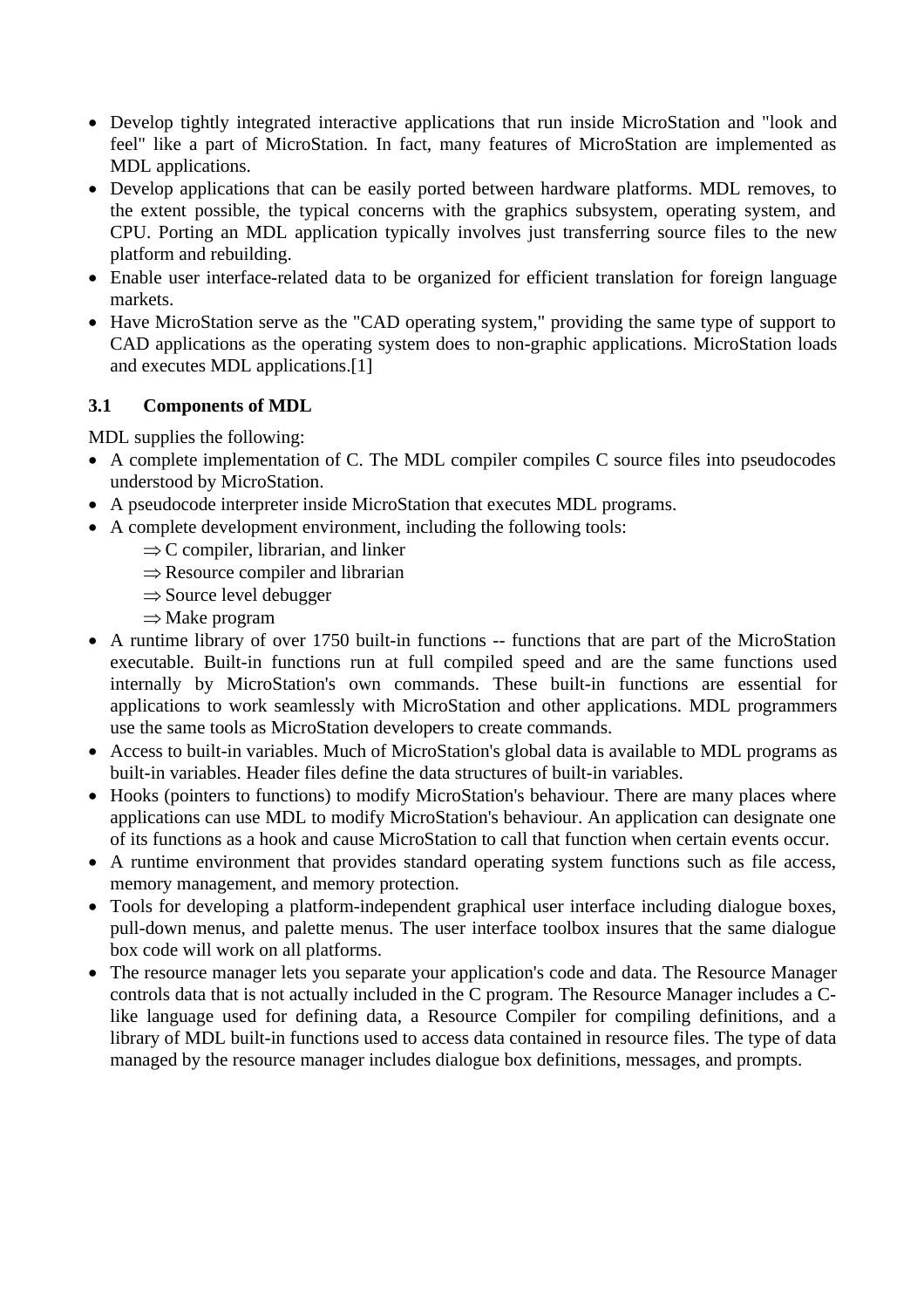- Develop tightly integrated interactive applications that run inside MicroStation and "look and feel" like a part of MicroStation. In fact, many features of MicroStation are implemented as MDL applications.
- Develop applications that can be easily ported between hardware platforms. MDL removes, to the extent possible, the typical concerns with the graphics subsystem, operating system, and CPU. Porting an MDL application typically involves just transferring source files to the new platform and rebuilding.
- Enable user interface-related data to be organized for efficient translation for foreign language markets.
- Have MicroStation serve as the "CAD operating system," providing the same type of support to CAD applications as the operating system does to non-graphic applications. MicroStation loads and executes MDL applications.[1]

### 3.1 Components of MDL

MDL supplies the following:

- A complete implementation of C. The MDL compiler compiles C source files into pseudocodes understood by MicroStation.
- A pseudocode interpreter inside MicroStation that executes MDL programs.
- A complete development environment, including the following tools:
  - ⇒ C compiler, librarian, and linker
  - ⇒ Resource compiler and librarian
  - ⇒ Source level debugger
  - ⇒ Make program
- A runtime library of over 1750 built-in functions -- functions that are part of the MicroStation executable. Built-in functions run at full compiled speed and are the same functions used internally by MicroStation's own commands. These built-in functions are essential for applications to work seamlessly with MicroStation and other applications. MDL programmers use the same tools as MicroStation developers to create commands.
- Access to built-in variables. Much of MicroStation's global data is available to MDL programs as built-in variables. Header files define the data structures of built-in variables.
- Hooks (pointers to functions) to modify MicroStation's behaviour. There are many places where applications can use MDL to modify MicroStation's behaviour. An application can designate one of its functions as a hook and cause MicroStation to call that function when certain events occur.
- A runtime environment that provides standard operating system functions such as file access, memory management, and memory protection.
- Tools for developing a platform-independent graphical user interface including dialogue boxes, pull-down menus, and palette menus. The user interface toolbox insures that the same dialogue box code will work on all platforms.
- The resource manager lets you separate your application's code and data. The Resource Manager controls data that is not actually included in the C program. The Resource Manager includes a C-like language used for defining data, a Resource Compiler for compiling definitions, and a library of MDL built-in functions used to access data contained in resource files. The type of data managed by the resource manager includes dialogue box definitions, messages, and prompts.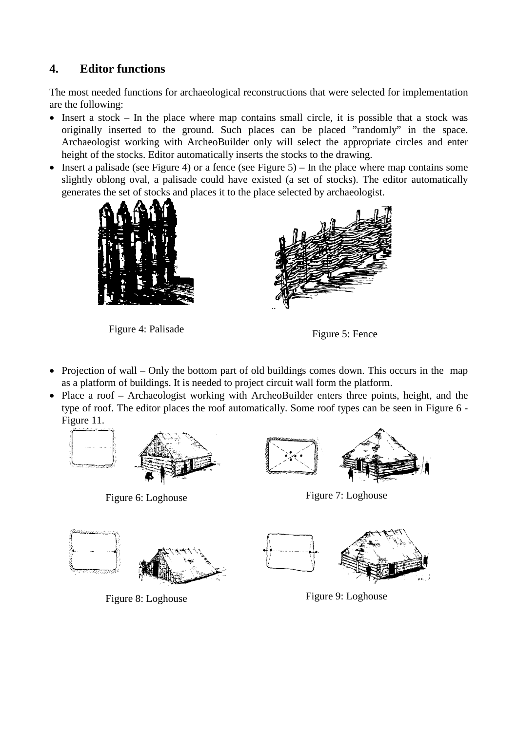## 4. Editor functions

The most needed functions for archaeological reconstructions that were selected for implementation are the following:

- Insert a stock – In the place where map contains small circle, it is possible that a stock was originally inserted to the ground. Such places can be placed "randomly" in the space. Archaeologist working with ArcheoBuilder only will select the appropriate circles and enter height of the stocks. Editor automatically inserts the stocks to the drawing.
- Insert a palisade (see Figure 4) or a fence (see Figure 5) – In the place where map contains some slightly oblong oval, a palisade could have existed (a set of stocks). The editor automatically generates the set of stocks and places it to the place selected by archaeologist.

Figure 4: Palisade

Figure 5: Fence

- Projection of wall – Only the bottom part of old buildings comes down. This occurs in the map as a platform of buildings. It is needed to project circuit wall form the platform.
- Place a roof – Archaeologist working with ArcheoBuilder enters three points, height, and the type of roof. The editor places the roof automatically. Some roof types can be seen in Figure 6 - Figure 11.

Figure 6: Loghouse

Figure 7: Loghouse

Figure 8: Loghouse

Figure 9: Loghouse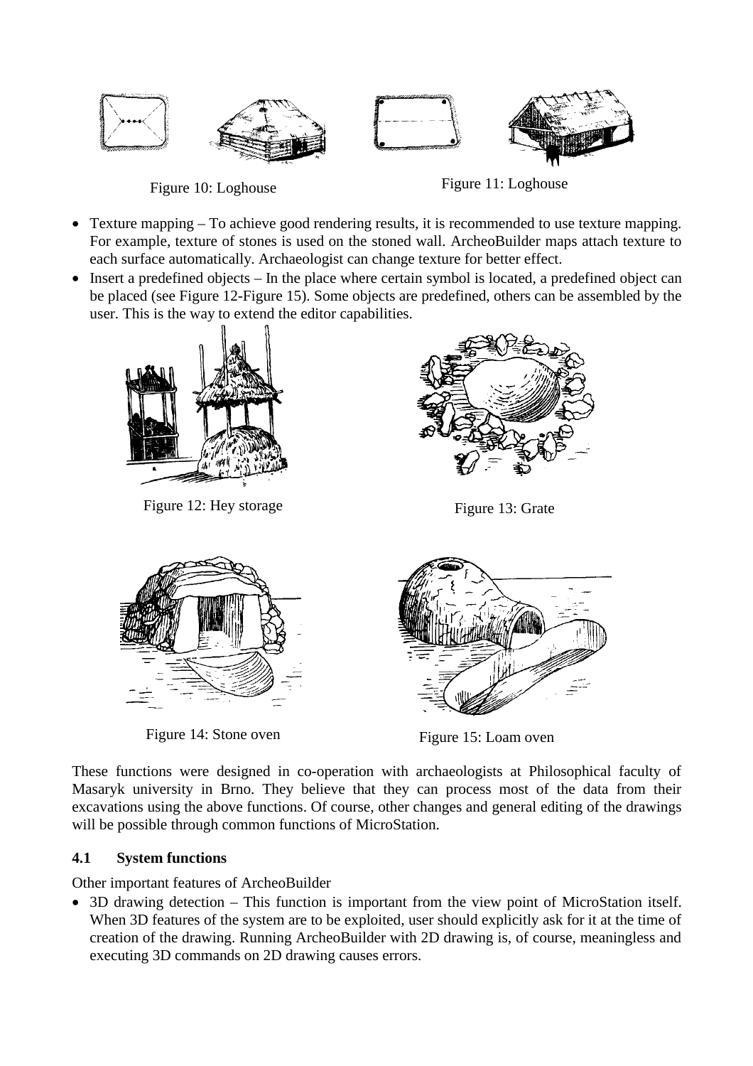Figure 10: Loghouse

Figure 11: Loghouse

- Texture mapping – To achieve good rendering results, it is recommended to use texture mapping. For example, texture of stones is used on the stoned wall. ArcheoBuilder maps attach texture to each surface automatically. Archaeologist can change texture for better effect.
- Insert a predefined objects – In the place where certain symbol is located, a predefined object can be placed (see Figure 12-Figure 15). Some objects are predefined, others can be assembled by the user. This is the way to extend the editor capabilities.

Figure 12: Hey storage

Figure 13: Grate

Figure 14: Stone oven

Figure 15: Loam oven

These functions were designed in co-operation with archaeologists at Philosophical faculty of Masaryk university in Brno. They believe that they can process most of the data from their excavations using the above functions. Of course, other changes and general editing of the drawings will be possible through common functions of MicroStation.

### 4.1 System functions

Other important features of ArcheoBuilder

- 3D drawing detection – This function is important from the view point of MicroStation itself. When 3D features of the system are to be exploited, user should explicitly ask for it at the time of creation of the drawing. Running ArcheoBuilder with 2D drawing is, of course, meaningless and executing 3D commands on 2D drawing causes errors.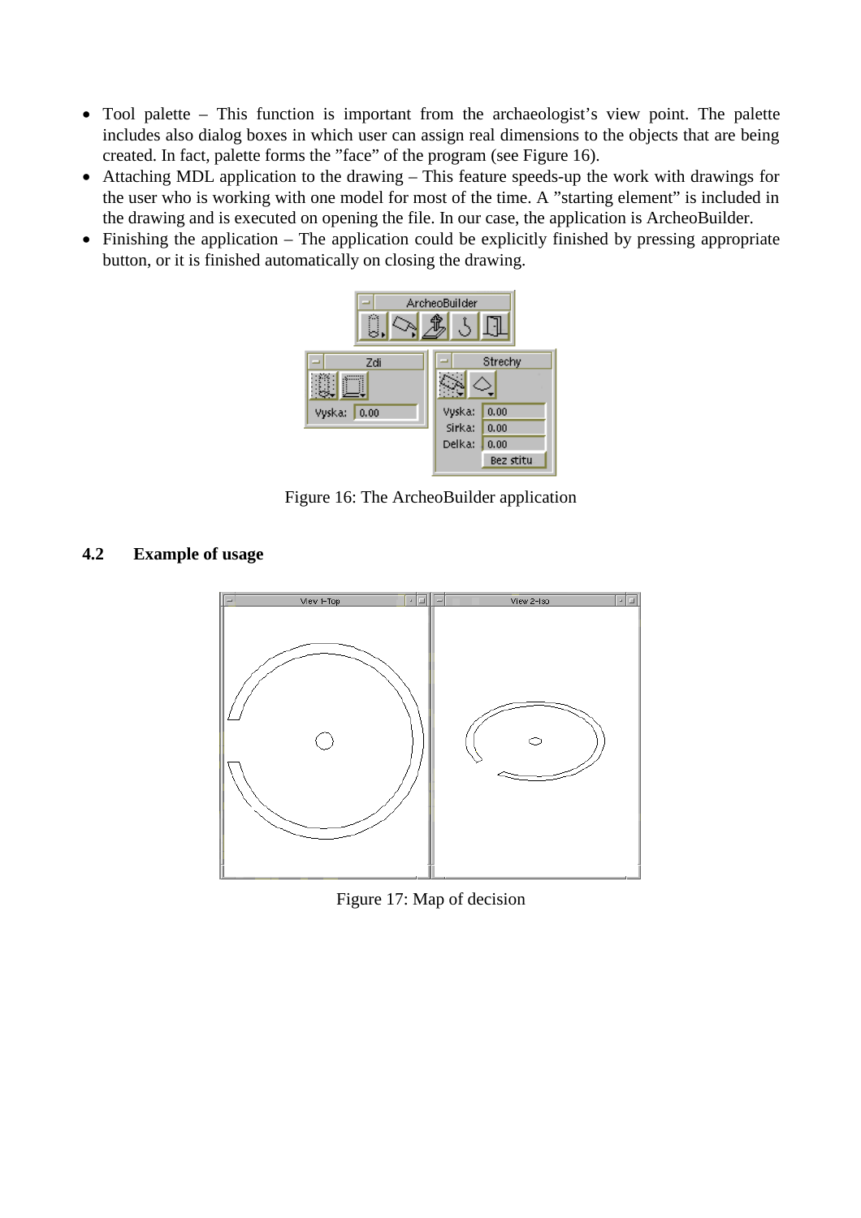- Tool palette – This function is important from the archaeologist's view point. The palette includes also dialog boxes in which user can assign real dimensions to the objects that are being created. In fact, palette forms the "face" of the program (see Figure 16).
- Attaching MDL application to the drawing – This feature speeds-up the work with drawings for the user who is working with one model for most of the time. A "starting element" is included in the drawing and is executed on opening the file. In our case, the application is ArcheoBuilder.
- Finishing the application – The application could be explicitly finished by pressing appropriate button, or it is finished automatically on closing the drawing.

Figure 16: The ArcheoBuilder application

### 4.2 Example of usage

Figure 17: Map of decision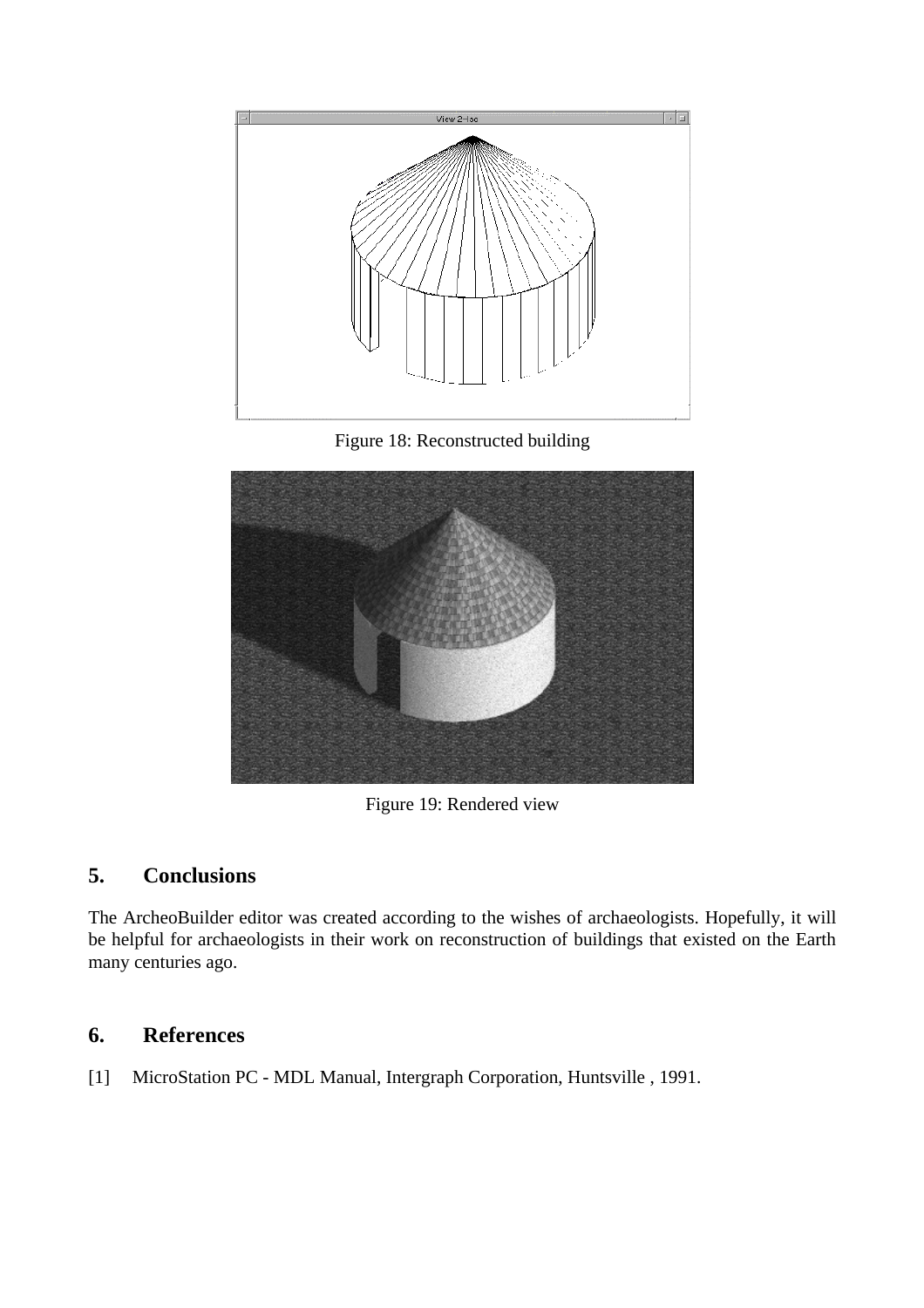Figure 18: Reconstructed building

Figure 19: Rendered view

## 5. Conclusions

The ArcheoBuilder editor was created according to the wishes of archaeologists. Hopefully, it will be helpful for archaeologists in their work on reconstruction of buildings that existed on the Earth many centuries ago.

## 6. References

[1] MicroStation PC - MDL Manual, Intergraph Corporation, Huntsville , 1991.